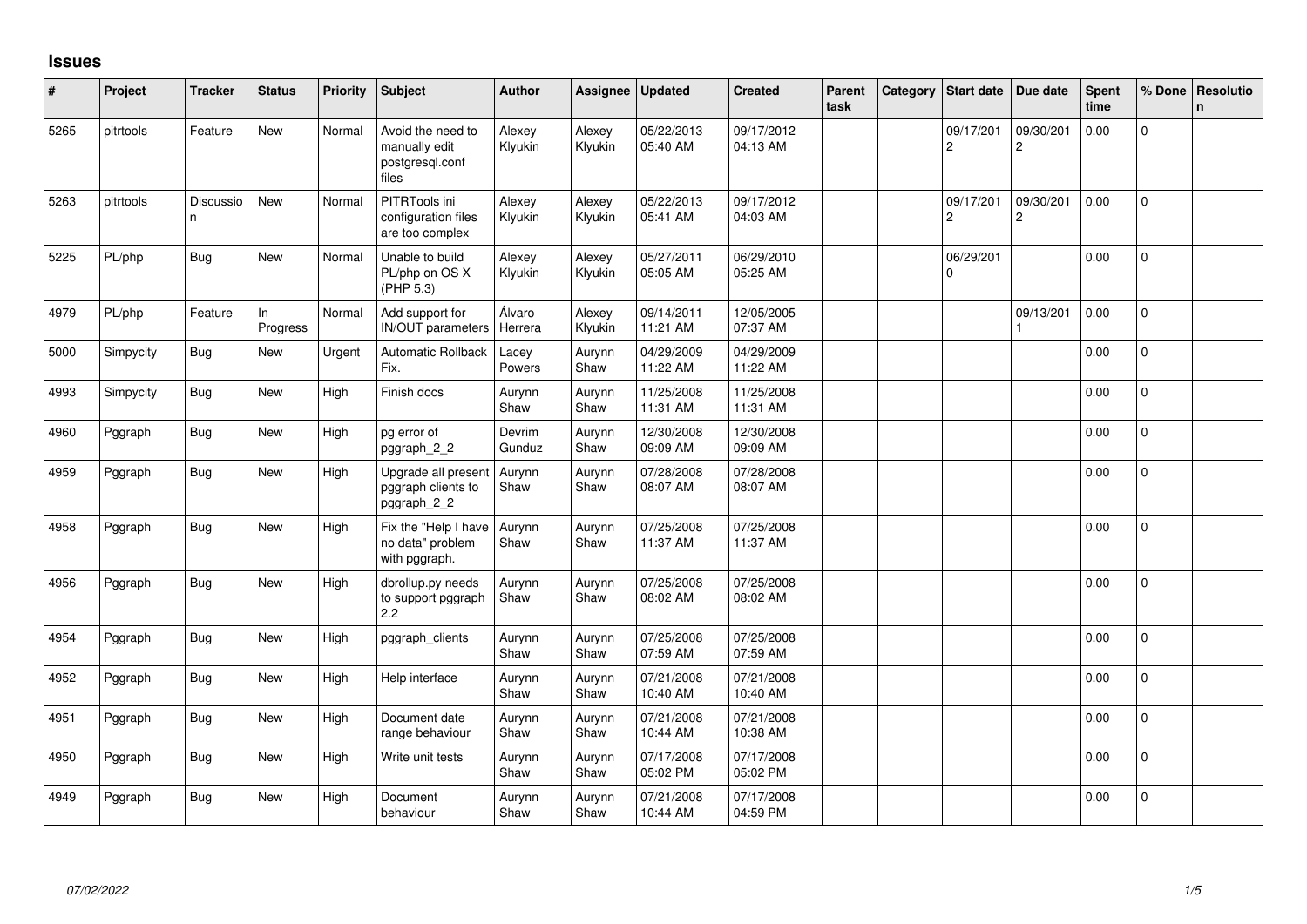# Issues

| # | Project | Tracker | Status | Priority | Subject | Author | Assignee | Updated | Created | Parent task | Category | Start date | Due date | Spent time | % Done | Resolution |
|---|---|---|---|---|---|---|---|---|---|---|---|---|---|---|---|---|
| 5265 | pitrtools | Feature | New | Normal | Avoid the need to manually edit postgresql.conf files | Alexey Klyukin | Alexey Klyukin | 05/22/2013 05:40 AM | 09/17/2012 04:13 AM | | | 09/17/2012 | 09/30/2012 | 0.00 | 0 | |
| 5263 | pitrtools | Discussion | New | Normal | PITRTools ini configuration files are too complex | Alexey Klyukin | Alexey Klyukin | 05/22/2013 05:41 AM | 09/17/2012 04:03 AM | | | 09/17/2012 | 09/30/2012 | 0.00 | 0 | |
| 5225 | PL/php | Bug | New | Normal | Unable to build PL/php on OS X (PHP 5.3) | Alexey Klyukin | Alexey Klyukin | 05/27/2011 05:05 AM | 06/29/2010 05:25 AM | | | 06/29/2010 | | 0.00 | 0 | |
| 4979 | PL/php | Feature | In Progress | Normal | Add support for IN/OUT parameters | Álvaro Herrera | Alexey Klyukin | 09/14/2011 11:21 AM | 12/05/2005 07:37 AM | | | | 09/13/2011 | 0.00 | 0 | |
| 5000 | Simpycity | Bug | New | Urgent | Automatic Rollback Fix. | Lacey Powers | Aurynn Shaw | 04/29/2009 11:22 AM | 04/29/2009 11:22 AM | | | | | 0.00 | 0 | |
| 4993 | Simpycity | Bug | New | High | Finish docs | Aurynn Shaw | Aurynn Shaw | 11/25/2008 11:31 AM | 11/25/2008 11:31 AM | | | | | 0.00 | 0 | |
| 4960 | Pggraph | Bug | New | High | pg error of pggraph_2_2 | Devrim Gunduz | Aurynn Shaw | 12/30/2008 09:09 AM | 12/30/2008 09:09 AM | | | | | 0.00 | 0 | |
| 4959 | Pggraph | Bug | New | High | Upgrade all present pggraph clients to pggraph_2_2 | Aurynn Shaw | Aurynn Shaw | 07/28/2008 08:07 AM | 07/28/2008 08:07 AM | | | | | 0.00 | 0 | |
| 4958 | Pggraph | Bug | New | High | Fix the "Help I have no data" problem with pggraph. | Aurynn Shaw | Aurynn Shaw | 07/25/2008 11:37 AM | 07/25/2008 11:37 AM | | | | | 0.00 | 0 | |
| 4956 | Pggraph | Bug | New | High | dbrollup.py needs to support pggraph 2.2 | Aurynn Shaw | Aurynn Shaw | 07/25/2008 08:02 AM | 07/25/2008 08:02 AM | | | | | 0.00 | 0 | |
| 4954 | Pggraph | Bug | New | High | pggraph_clients | Aurynn Shaw | Aurynn Shaw | 07/25/2008 07:59 AM | 07/25/2008 07:59 AM | | | | | 0.00 | 0 | |
| 4952 | Pggraph | Bug | New | High | Help interface | Aurynn Shaw | Aurynn Shaw | 07/21/2008 10:40 AM | 07/21/2008 10:40 AM | | | | | 0.00 | 0 | |
| 4951 | Pggraph | Bug | New | High | Document date range behaviour | Aurynn Shaw | Aurynn Shaw | 07/21/2008 10:44 AM | 07/21/2008 10:38 AM | | | | | 0.00 | 0 | |
| 4950 | Pggraph | Bug | New | High | Write unit tests | Aurynn Shaw | Aurynn Shaw | 07/17/2008 05:02 PM | 07/17/2008 05:02 PM | | | | | 0.00 | 0 | |
| 4949 | Pggraph | Bug | New | High | Document behaviour | Aurynn Shaw | Aurynn Shaw | 07/21/2008 10:44 AM | 07/17/2008 04:59 PM | | | | | 0.00 | 0 | |

*07/02/2022*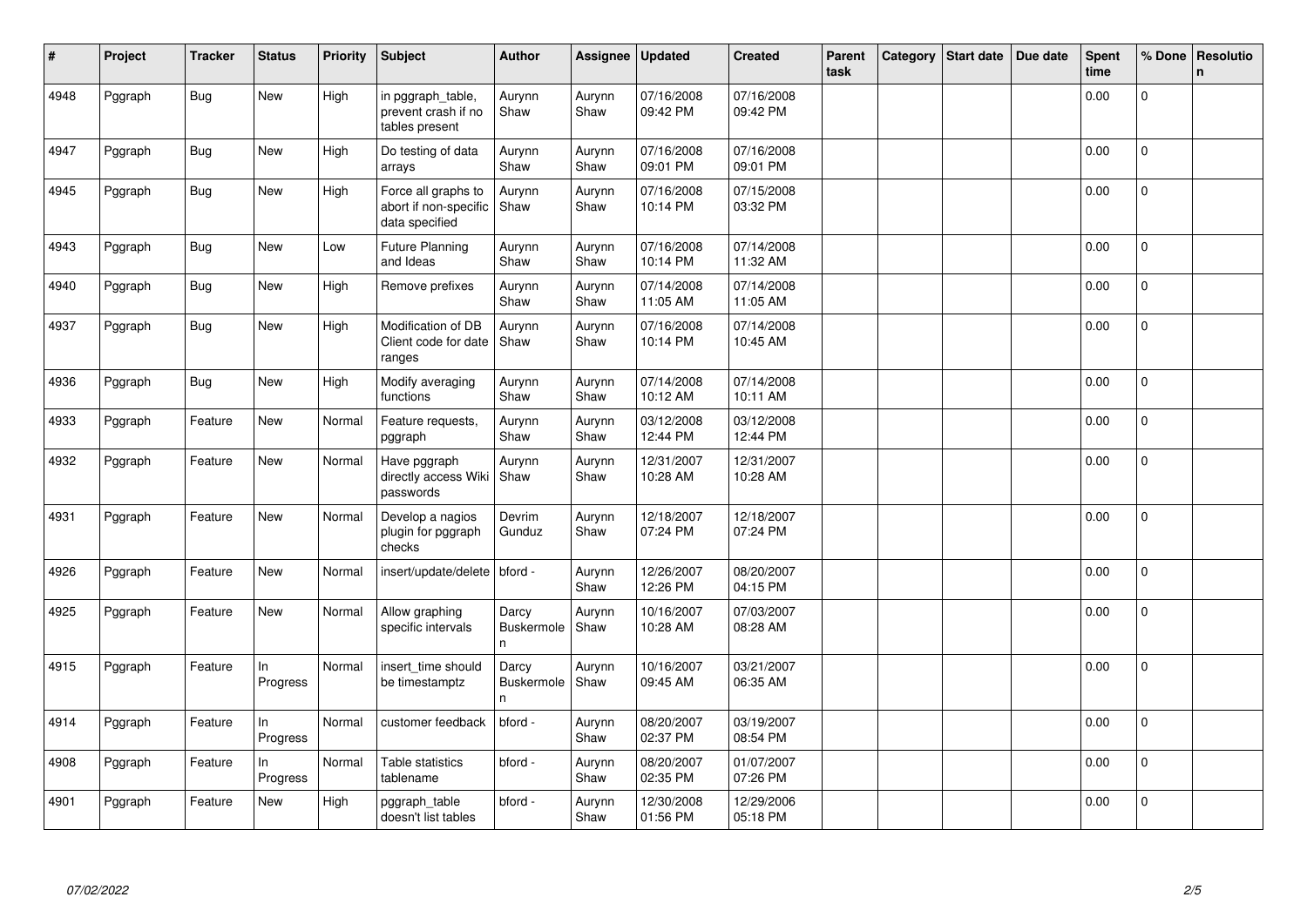| # | Project | Tracker | Status | Priority | Subject | Author | Assignee | Updated | Created | Parent task | Category | Start date | Due date | Spent time | % Done | Resolution |
|---|---|---|---|---|---|---|---|---|---|---|---|---|---|---|---|---|
| 4948 | Pggraph | Bug | New | High | in pggraph_table, prevent crash if no tables present | Aurynn Shaw | Aurynn Shaw | 07/16/2008 09:42 PM | 07/16/2008 09:42 PM | | | | | 0.00 | 0 | |
| 4947 | Pggraph | Bug | New | High | Do testing of data arrays | Aurynn Shaw | Aurynn Shaw | 07/16/2008 09:01 PM | 07/16/2008 09:01 PM | | | | | 0.00 | 0 | |
| 4945 | Pggraph | Bug | New | High | Force all graphs to abort if non-specific data specified | Aurynn Shaw | Aurynn Shaw | 07/16/2008 10:14 PM | 07/15/2008 03:32 PM | | | | | 0.00 | 0 | |
| 4943 | Pggraph | Bug | New | Low | Future Planning and Ideas | Aurynn Shaw | Aurynn Shaw | 07/16/2008 10:14 PM | 07/14/2008 11:32 AM | | | | | 0.00 | 0 | |
| 4940 | Pggraph | Bug | New | High | Remove prefixes | Aurynn Shaw | Aurynn Shaw | 07/14/2008 11:05 AM | 07/14/2008 11:05 AM | | | | | 0.00 | 0 | |
| 4937 | Pggraph | Bug | New | High | Modification of DB Client code for date ranges | Aurynn Shaw | Aurynn Shaw | 07/16/2008 10:14 PM | 07/14/2008 10:45 AM | | | | | 0.00 | 0 | |
| 4936 | Pggraph | Bug | New | High | Modify averaging functions | Aurynn Shaw | Aurynn Shaw | 07/14/2008 10:12 AM | 07/14/2008 10:11 AM | | | | | 0.00 | 0 | |
| 4933 | Pggraph | Feature | New | Normal | Feature requests, pggraph | Aurynn Shaw | Aurynn Shaw | 03/12/2008 12:44 PM | 03/12/2008 12:44 PM | | | | | 0.00 | 0 | |
| 4932 | Pggraph | Feature | New | Normal | Have pggraph directly access Wiki passwords | Aurynn Shaw | Aurynn Shaw | 12/31/2007 10:28 AM | 12/31/2007 10:28 AM | | | | | 0.00 | 0 | |
| 4931 | Pggraph | Feature | New | Normal | Develop a nagios plugin for pggraph checks | Devrim Gunduz | Aurynn Shaw | 12/18/2007 07:24 PM | 12/18/2007 07:24 PM | | | | | 0.00 | 0 | |
| 4926 | Pggraph | Feature | New | Normal | insert/update/delete | bford - | Aurynn Shaw | 12/26/2007 12:26 PM | 08/20/2007 04:15 PM | | | | | 0.00 | 0 | |
| 4925 | Pggraph | Feature | New | Normal | Allow graphing specific intervals | Darcy Buskermolen | Aurynn Shaw | 10/16/2007 10:28 AM | 07/03/2007 08:28 AM | | | | | 0.00 | 0 | |
| 4915 | Pggraph | Feature | In Progress | Normal | insert_time should be timestamptz | Darcy Buskermolen | Aurynn Shaw | 10/16/2007 09:45 AM | 03/21/2007 06:35 AM | | | | | 0.00 | 0 | |
| 4914 | Pggraph | Feature | In Progress | Normal | customer feedback | bford - | Aurynn Shaw | 08/20/2007 02:37 PM | 03/19/2007 08:54 PM | | | | | 0.00 | 0 | |
| 4908 | Pggraph | Feature | In Progress | Normal | Table statistics tablename | bford - | Aurynn Shaw | 08/20/2007 02:35 PM | 01/07/2007 07:26 PM | | | | | 0.00 | 0 | |
| 4901 | Pggraph | Feature | New | High | pggraph_table doesn't list tables | bford - | Aurynn Shaw | 12/30/2008 01:56 PM | 12/29/2006 05:18 PM | | | | | 0.00 | 0 | |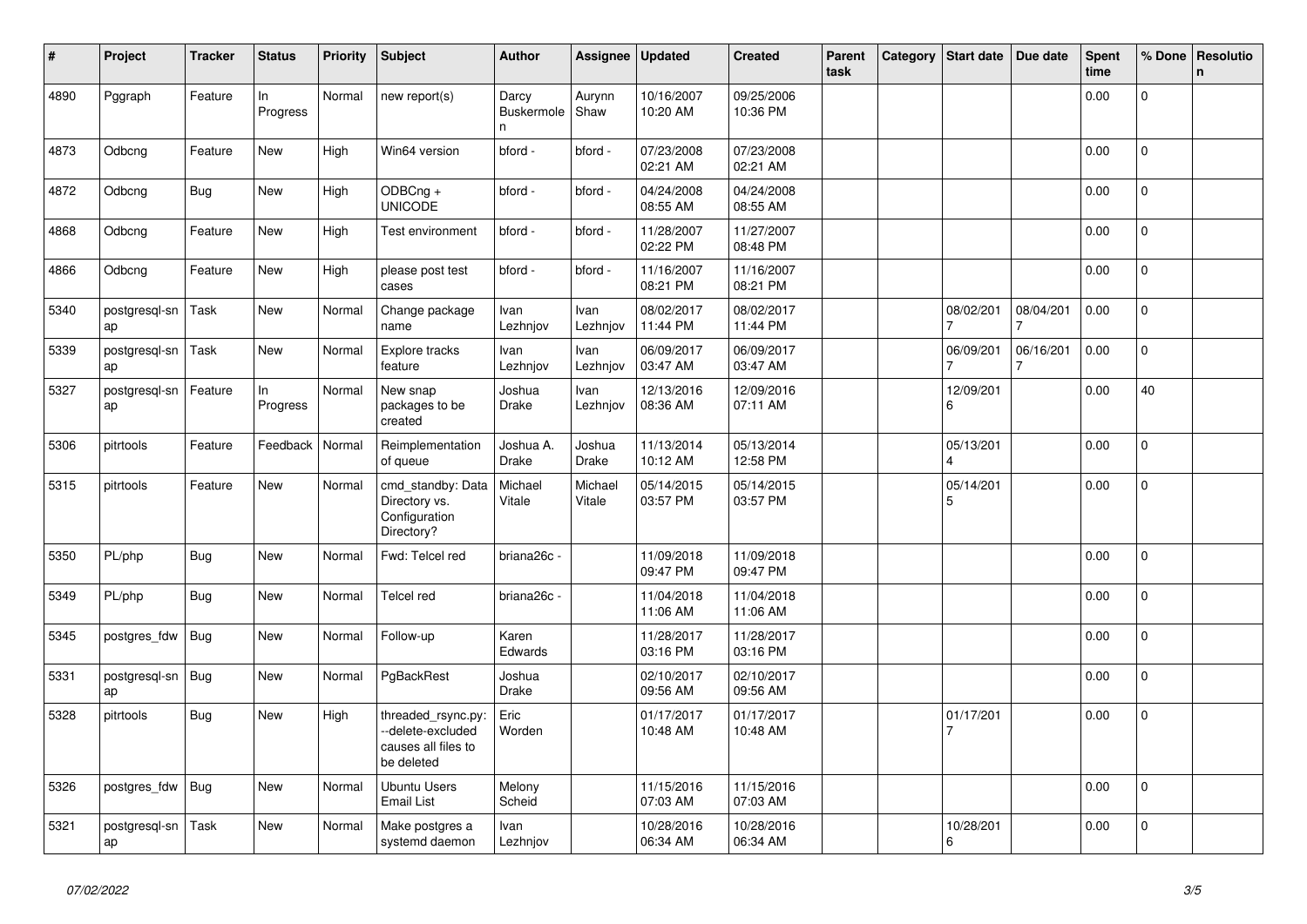| # | Project | Tracker | Status | Priority | Subject | Author | Assignee | Updated | Created | Parent task | Category | Start date | Due date | Spent time | % Done | Resolution |
|---|---|---|---|---|---|---|---|---|---|---|---|---|---|---|---|---|
| 4890 | Pggraph | Feature | In Progress | Normal | new report(s) | Darcy Buskermolen | Aurynn Shaw | 10/16/2007 10:20 AM | 09/25/2006 10:36 PM | | | | | 0.00 | 0 | |
| 4873 | Odbcng | Feature | New | High | Win64 version | bford - | bford - | 07/23/2008 02:21 AM | 07/23/2008 02:21 AM | | | | | 0.00 | 0 | |
| 4872 | Odbcng | Bug | New | High | ODBCng + UNICODE | bford - | bford - | 04/24/2008 08:55 AM | 04/24/2008 08:55 AM | | | | | 0.00 | 0 | |
| 4868 | Odbcng | Feature | New | High | Test environment | bford - | bford - | 11/28/2007 02:22 PM | 11/27/2007 08:48 PM | | | | | 0.00 | 0 | |
| 4866 | Odbcng | Feature | New | High | please post test cases | bford - | bford - | 11/16/2007 08:21 PM | 11/16/2007 08:21 PM | | | | | 0.00 | 0 | |
| 5340 | postgresql-snap | Task | New | Normal | Change package name | Ivan Lezhnjov | Ivan Lezhnjov | 08/02/2017 11:44 PM | 08/02/2017 11:44 PM | | | 08/02/2017 | 08/04/2017 | 0.00 | 0 | |
| 5339 | postgresql-snap | Task | New | Normal | Explore tracks feature | Ivan Lezhnjov | Ivan Lezhnjov | 06/09/2017 03:47 AM | 06/09/2017 03:47 AM | | | 06/09/2017 | 06/16/2017 | 0.00 | 0 | |
| 5327 | postgresql-snap | Feature | In Progress | Normal | New snap packages to be created | Joshua Drake | Ivan Lezhnjov | 12/13/2016 08:36 AM | 12/09/2016 07:11 AM | | | 12/09/2016 | | 0.00 | 40 | |
| 5306 | pitrtools | Feature | Feedback | Normal | Reimplementation of queue | Joshua A. Drake | Joshua Drake | 11/13/2014 10:12 AM | 05/13/2014 12:58 PM | | | 05/13/2014 | | 0.00 | 0 | |
| 5315 | pitrtools | Feature | New | Normal | cmd_standby: Data Directory vs. Configuration Directory? | Michael Vitale | Michael Vitale | 05/14/2015 03:57 PM | 05/14/2015 03:57 PM | | | 05/14/2015 | | 0.00 | 0 | |
| 5350 | PL/php | Bug | New | Normal | Fwd: Telcel red | briana26c - | | 11/09/2018 09:47 PM | 11/09/2018 09:47 PM | | | | | 0.00 | 0 | |
| 5349 | PL/php | Bug | New | Normal | Telcel red | briana26c - | | 11/04/2018 11:06 AM | 11/04/2018 11:06 AM | | | | | 0.00 | 0 | |
| 5345 | postgres_fdw | Bug | New | Normal | Follow-up | Karen Edwards | | 11/28/2017 03:16 PM | 11/28/2017 03:16 PM | | | | | 0.00 | 0 | |
| 5331 | postgresql-snap | Bug | New | Normal | PgBackRest | Joshua Drake | | 02/10/2017 09:56 AM | 02/10/2017 09:56 AM | | | | | 0.00 | 0 | |
| 5328 | pitrtools | Bug | New | High | threaded_rsync.py: --delete-excluded causes all files to be deleted | Eric Worden | | 01/17/2017 10:48 AM | 01/17/2017 10:48 AM | | | 01/17/2017 | | 0.00 | 0 | |
| 5326 | postgres_fdw | Bug | New | Normal | Ubuntu Users Email List | Melony Scheid | | 11/15/2016 07:03 AM | 11/15/2016 07:03 AM | | | | | 0.00 | 0 | |
| 5321 | postgresql-snap | Task | New | Normal | Make postgres a systemd daemon | Ivan Lezhnjov | | 10/28/2016 06:34 AM | 10/28/2016 06:34 AM | | | 10/28/2016 | | 0.00 | 0 | |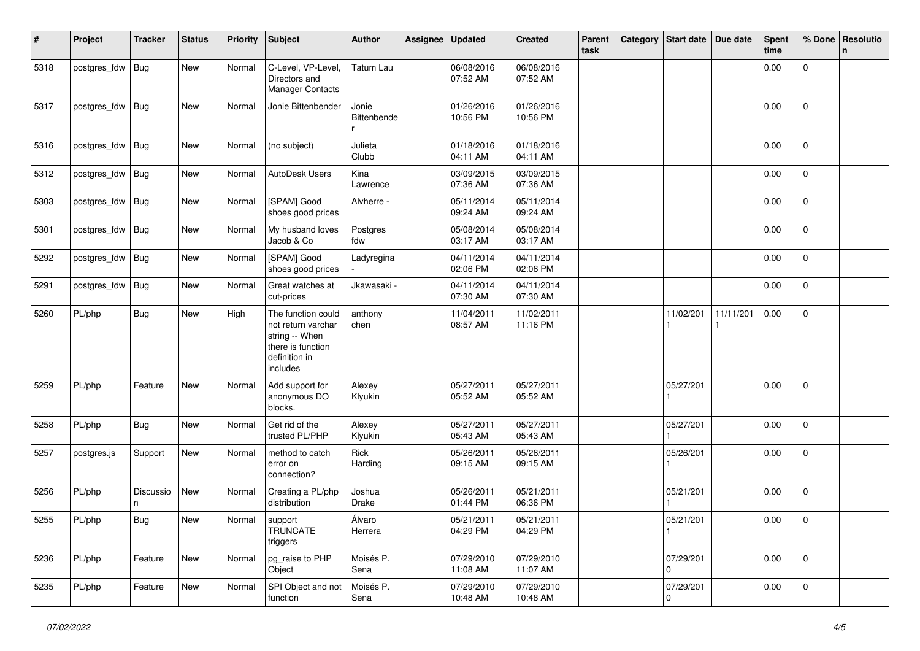| # | Project | Tracker | Status | Priority | Subject | Author | Assignee | Updated | Created | Parent task | Category | Start date | Due date | Spent time | % Done | Resolution |
|---|---|---|---|---|---|---|---|---|---|---|---|---|---|---|---|---|
| 5318 | postgres_fdw | Bug | New | Normal | C-Level, VP-Level, Directors and Manager Contacts | Tatum Lau | | 06/08/2016 07:52 AM | 06/08/2016 07:52 AM | | | | | 0.00 | 0 | |
| 5317 | postgres_fdw | Bug | New | Normal | Jonie Bittenbender | Jonie Bittenbender | | 01/26/2016 10:56 PM | 01/26/2016 10:56 PM | | | | | 0.00 | 0 | |
| 5316 | postgres_fdw | Bug | New | Normal | (no subject) | Julieta Clubb | | 01/18/2016 04:11 AM | 01/18/2016 04:11 AM | | | | | 0.00 | 0 | |
| 5312 | postgres_fdw | Bug | New | Normal | AutoDesk Users | Kina Lawrence | | 03/09/2015 07:36 AM | 03/09/2015 07:36 AM | | | | | 0.00 | 0 | |
| 5303 | postgres_fdw | Bug | New | Normal | [SPAM] Good shoes good prices | Alvherre - | | 05/11/2014 09:24 AM | 05/11/2014 09:24 AM | | | | | 0.00 | 0 | |
| 5301 | postgres_fdw | Bug | New | Normal | My husband loves Jacob & Co | Postgres fdw | | 05/08/2014 03:17 AM | 05/08/2014 03:17 AM | | | | | 0.00 | 0 | |
| 5292 | postgres_fdw | Bug | New | Normal | [SPAM] Good shoes good prices | Ladyregina - | | 04/11/2014 02:06 PM | 04/11/2014 02:06 PM | | | | | 0.00 | 0 | |
| 5291 | postgres_fdw | Bug | New | Normal | Great watches at cut-prices | Jkawasaki - | | 04/11/2014 07:30 AM | 04/11/2014 07:30 AM | | | | | 0.00 | 0 | |
| 5260 | PL/php | Bug | New | High | The function could not return varchar string -- When there is function definition in includes | anthony chen | | 11/04/2011 08:57 AM | 11/02/2011 11:16 PM | | | 11/02/2011 | 11/11/2011 | 0.00 | 0 | |
| 5259 | PL/php | Feature | New | Normal | Add support for anonymous DO blocks. | Alexey Klyukin | | 05/27/2011 05:52 AM | 05/27/2011 05:52 AM | | | 05/27/2011 | | 0.00 | 0 | |
| 5258 | PL/php | Bug | New | Normal | Get rid of the trusted PL/PHP | Alexey Klyukin | | 05/27/2011 05:43 AM | 05/27/2011 05:43 AM | | | 05/27/2011 | | 0.00 | 0 | |
| 5257 | postgres.js | Support | New | Normal | method to catch error on connection? | Rick Harding | | 05/26/2011 09:15 AM | 05/26/2011 09:15 AM | | | 05/26/2011 | | 0.00 | 0 | |
| 5256 | PL/php | Discussion | New | Normal | Creating a PL/php distribution | Joshua Drake | | 05/26/2011 01:44 PM | 05/21/2011 06:36 PM | | | 05/21/2011 | | 0.00 | 0 | |
| 5255 | PL/php | Bug | New | Normal | support TRUNCATE triggers | Álvaro Herrera | | 05/21/2011 04:29 PM | 05/21/2011 04:29 PM | | | 05/21/2011 | | 0.00 | 0 | |
| 5236 | PL/php | Feature | New | Normal | pg_raise to PHP Object | Moisés P. Sena | | 07/29/2010 11:08 AM | 07/29/2010 11:07 AM | | | 07/29/2010 | | 0.00 | 0 | |
| 5235 | PL/php | Feature | New | Normal | SPI Object and not function | Moisés P. Sena | | 07/29/2010 10:48 AM | 07/29/2010 10:48 AM | | | 07/29/2010 | | 0.00 | 0 | |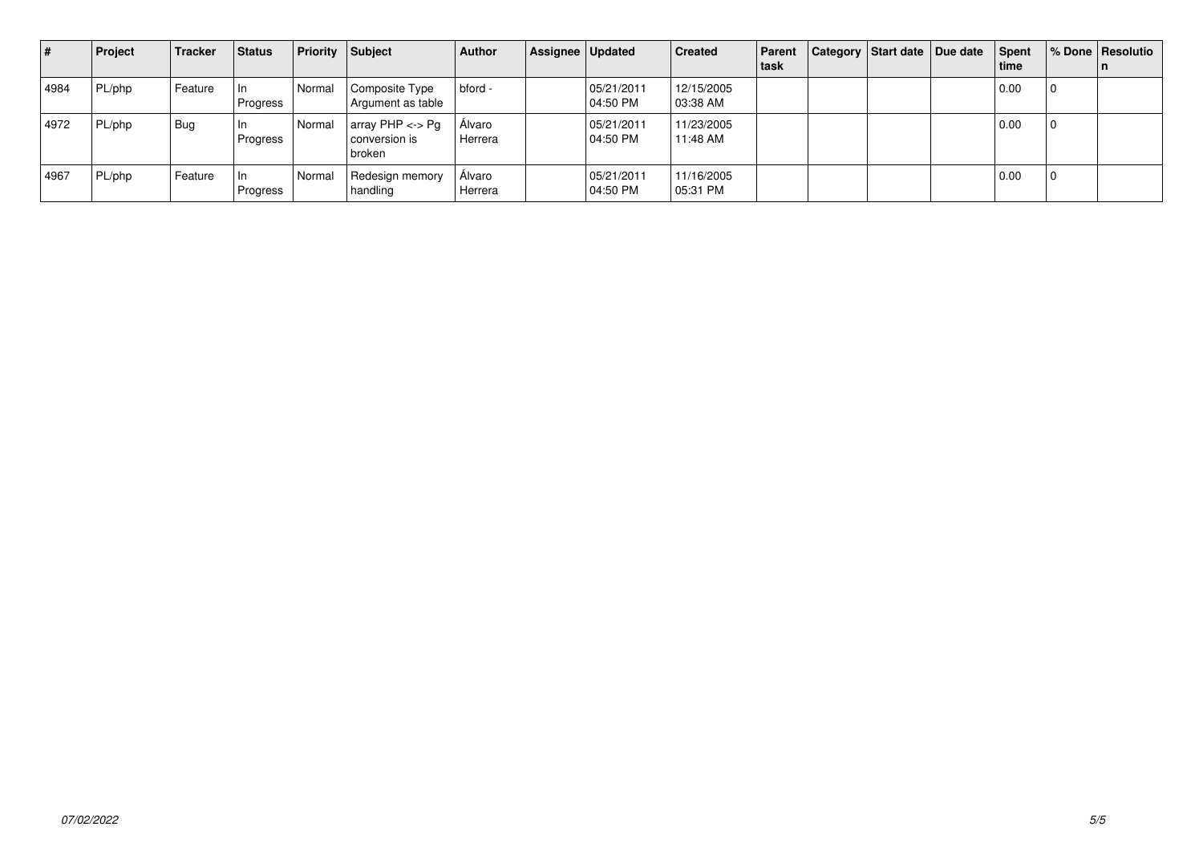| # | Project | Tracker | Status | Priority | Subject | Author | Assignee | Updated | Created | Parent task | Category | Start date | Due date | Spent time | % Done | Resolution |
|---|---|---|---|---|---|---|---|---|---|---|---|---|---|---|---|---|
| 4984 | PL/php | Feature | In Progress | Normal | Composite Type Argument as table | bford - | | 05/21/2011 04:50 PM | 12/15/2005 03:38 AM | | | | | 0.00 | 0 | |
| 4972 | PL/php | Bug | In Progress | Normal | array PHP <-> Pg conversion is broken | Álvaro Herrera | | 05/21/2011 04:50 PM | 11/23/2005 11:48 AM | | | | | 0.00 | 0 | |
| 4967 | PL/php | Feature | In Progress | Normal | Redesign memory handling | Álvaro Herrera | | 05/21/2011 04:50 PM | 11/16/2005 05:31 PM | | | | | 0.00 | 0 | |